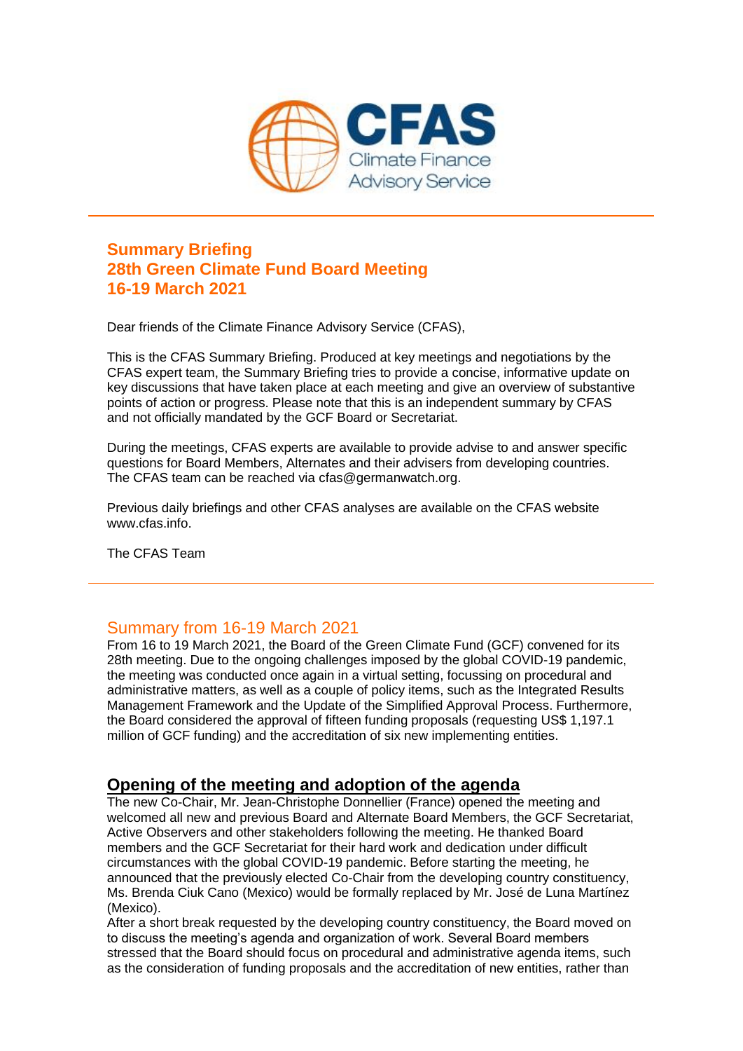# Summary Briefing
# 28th Green Climate Fund Board Meeting
# 16-19 March 2021

Dear friends of the Climate Finance Advisory Service (CFAS),

This is the CFAS Summary Briefing. Produced at key meetings and negotiations by the CFAS expert team, the Summary Briefing tries to provide a concise, informative update on key discussions that have taken place at each meeting and give an overview of substantive points of action or progress. Please note that this is an independent summary by CFAS and not officially mandated by the GCF Board or Secretariat.

During the meetings, CFAS experts are available to provide advise to and answer specific questions for Board Members, Alternates and their advisers from developing countries. The CFAS team can be reached via cfas@germanwatch.org.

Previous daily briefings and other CFAS analyses are available on the CFAS website www.cfas.info.

The CFAS Team

---

## Summary from 16-19 March 2021

From 16 to 19 March 2021, the Board of the Green Climate Fund (GCF) convened for its 28th meeting. Due to the ongoing challenges imposed by the global COVID-19 pandemic, the meeting was conducted once again in a virtual setting, focussing on procedural and administrative matters, as well as a couple of policy items, such as the Integrated Results Management Framework and the Update of the Simplified Approval Process. Furthermore, the Board considered the approval of fifteen funding proposals (requesting US$ 1,197.1 million of GCF funding) and the accreditation of six new implementing entities.

### Opening of the meeting and adoption of the agenda

The new Co-Chair, Mr. Jean-Christophe Donnellier (France) opened the meeting and welcomed all new and previous Board and Alternate Board Members, the GCF Secretariat, Active Observers and other stakeholders following the meeting. He thanked Board members and the GCF Secretariat for their hard work and dedication under difficult circumstances with the global COVID-19 pandemic. Before starting the meeting, he announced that the previously elected Co-Chair from the developing country constituency, Ms. Brenda Ciuk Cano (Mexico) would be formally replaced by Mr. José de Luna Martínez (Mexico).

After a short break requested by the developing country constituency, the Board moved on to discuss the meeting's agenda and organization of work. Several Board members stressed that the Board should focus on procedural and administrative agenda items, such as the consideration of funding proposals and the accreditation of new entities, rather than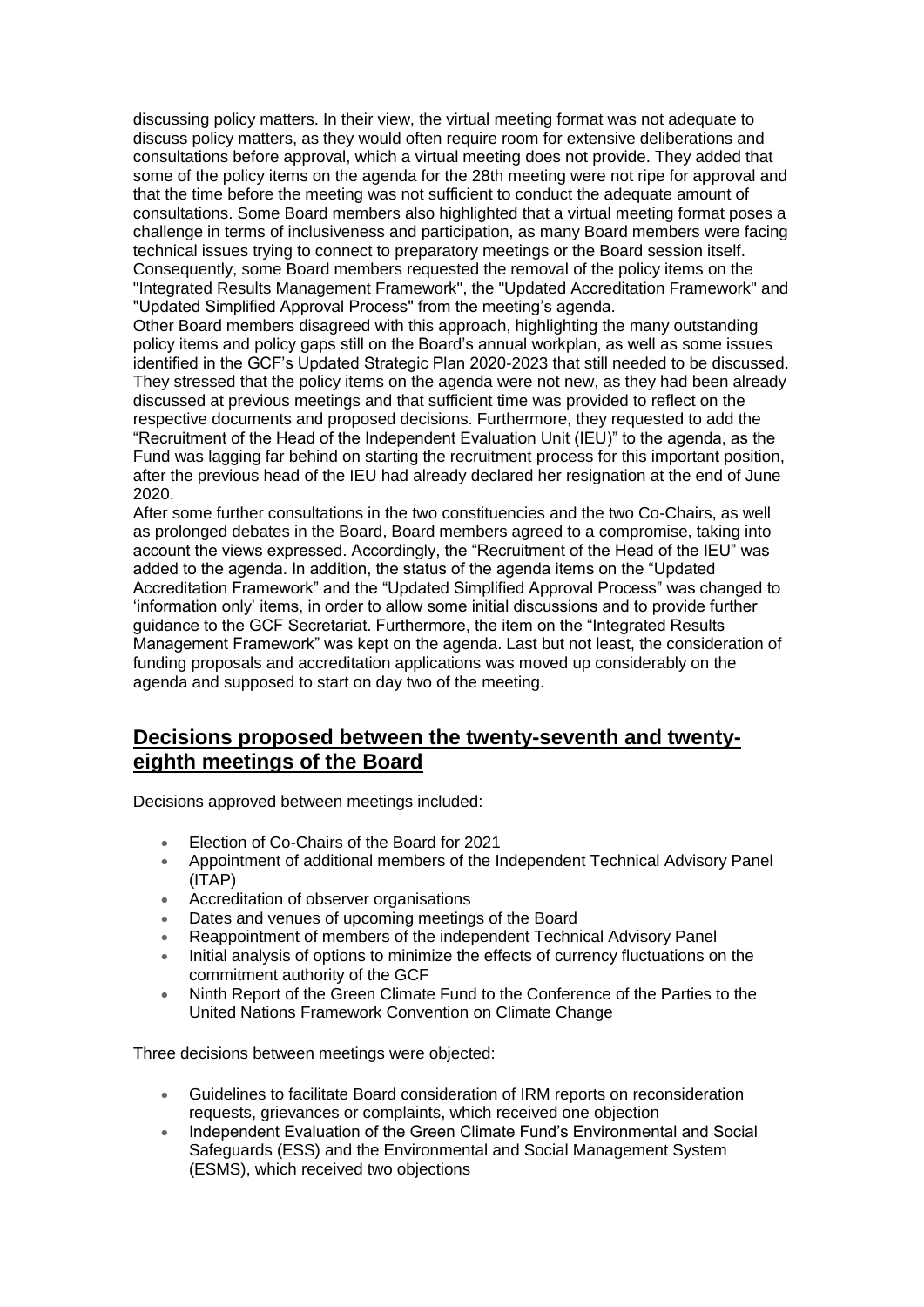discussing policy matters. In their view, the virtual meeting format was not adequate to discuss policy matters, as they would often require room for extensive deliberations and consultations before approval, which a virtual meeting does not provide. They added that some of the policy items on the agenda for the 28th meeting were not ripe for approval and that the time before the meeting was not sufficient to conduct the adequate amount of consultations. Some Board members also highlighted that a virtual meeting format poses a challenge in terms of inclusiveness and participation, as many Board members were facing technical issues trying to connect to preparatory meetings or the Board session itself. Consequently, some Board members requested the removal of the policy items on the "Integrated Results Management Framework", the "Updated Accreditation Framework" and "Updated Simplified Approval Process" from the meeting's agenda.

Other Board members disagreed with this approach, highlighting the many outstanding policy items and policy gaps still on the Board's annual workplan, as well as some issues identified in the GCF's Updated Strategic Plan 2020-2023 that still needed to be discussed. They stressed that the policy items on the agenda were not new, as they had been already discussed at previous meetings and that sufficient time was provided to reflect on the respective documents and proposed decisions. Furthermore, they requested to add the "Recruitment of the Head of the Independent Evaluation Unit (IEU)" to the agenda, as the Fund was lagging far behind on starting the recruitment process for this important position, after the previous head of the IEU had already declared her resignation at the end of June 2020.

After some further consultations in the two constituencies and the two Co-Chairs, as well as prolonged debates in the Board, Board members agreed to a compromise, taking into account the views expressed. Accordingly, the "Recruitment of the Head of the IEU" was added to the agenda. In addition, the status of the agenda items on the "Updated Accreditation Framework" and the "Updated Simplified Approval Process" was changed to 'information only' items, in order to allow some initial discussions and to provide further guidance to the GCF Secretariat. Furthermore, the item on the "Integrated Results Management Framework" was kept on the agenda. Last but not least, the consideration of funding proposals and accreditation applications was moved up considerably on the agenda and supposed to start on day two of the meeting.

## Decisions proposed between the twenty-seventh and twenty-eighth meetings of the Board

Decisions approved between meetings included:

- Election of Co-Chairs of the Board for 2021
- Appointment of additional members of the Independent Technical Advisory Panel (ITAP)
- Accreditation of observer organisations
- Dates and venues of upcoming meetings of the Board
- Reappointment of members of the independent Technical Advisory Panel
- Initial analysis of options to minimize the effects of currency fluctuations on the commitment authority of the GCF
- Ninth Report of the Green Climate Fund to the Conference of the Parties to the United Nations Framework Convention on Climate Change

Three decisions between meetings were objected:

- Guidelines to facilitate Board consideration of IRM reports on reconsideration requests, grievances or complaints, which received one objection
- Independent Evaluation of the Green Climate Fund's Environmental and Social Safeguards (ESS) and the Environmental and Social Management System (ESMS), which received two objections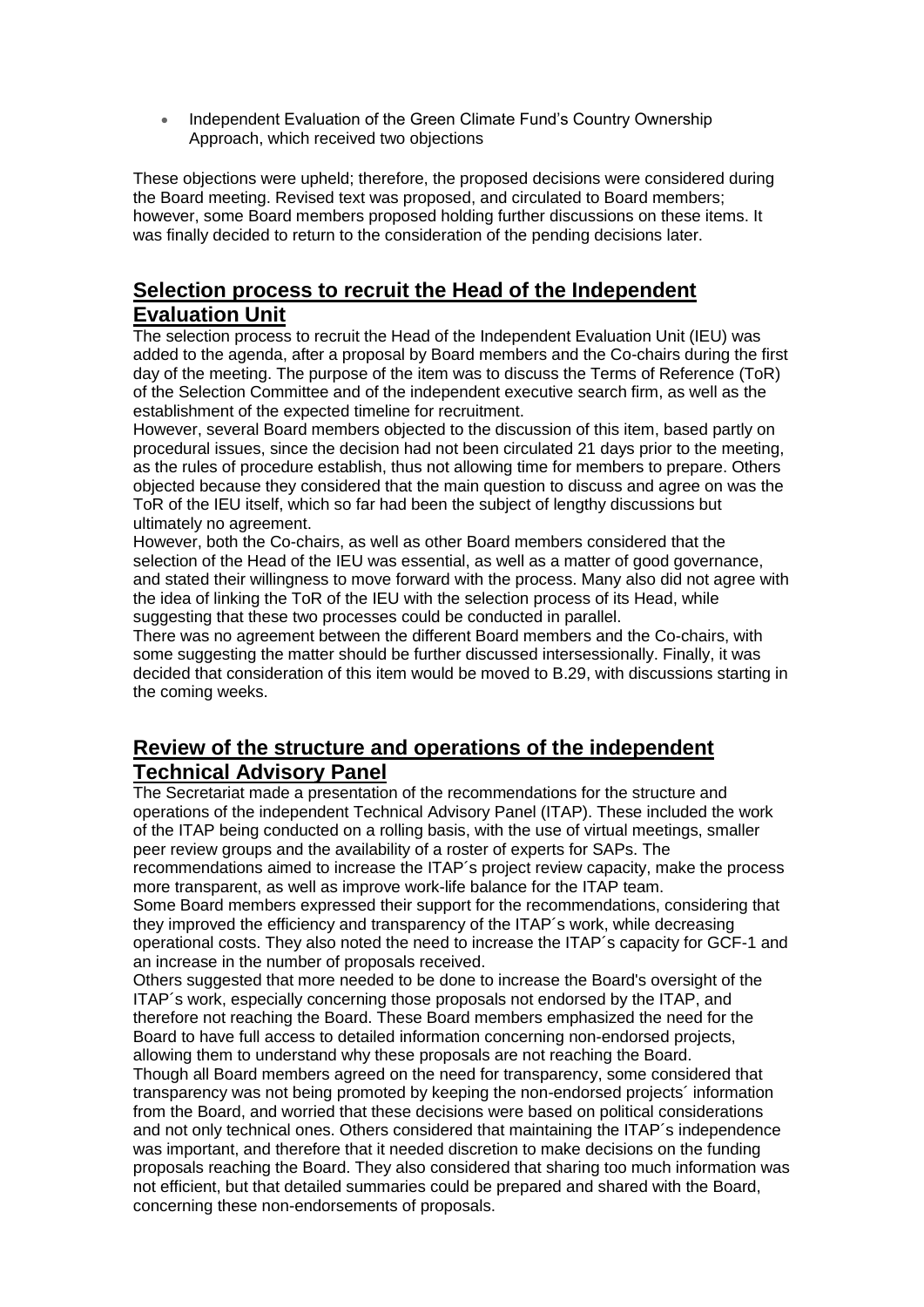- Independent Evaluation of the Green Climate Fund's Country Ownership Approach, which received two objections

These objections were upheld; therefore, the proposed decisions were considered during the Board meeting. Revised text was proposed, and circulated to Board members; however, some Board members proposed holding further discussions on these items. It was finally decided to return to the consideration of the pending decisions later.

## Selection process to recruit the Head of the Independent Evaluation Unit

The selection process to recruit the Head of the Independent Evaluation Unit (IEU) was added to the agenda, after a proposal by Board members and the Co-chairs during the first day of the meeting. The purpose of the item was to discuss the Terms of Reference (ToR) of the Selection Committee and of the independent executive search firm, as well as the establishment of the expected timeline for recruitment.

However, several Board members objected to the discussion of this item, based partly on procedural issues, since the decision had not been circulated 21 days prior to the meeting, as the rules of procedure establish, thus not allowing time for members to prepare. Others objected because they considered that the main question to discuss and agree on was the ToR of the IEU itself, which so far had been the subject of lengthy discussions but ultimately no agreement.

However, both the Co-chairs, as well as other Board members considered that the selection of the Head of the IEU was essential, as well as a matter of good governance, and stated their willingness to move forward with the process. Many also did not agree with the idea of linking the ToR of the IEU with the selection process of its Head, while suggesting that these two processes could be conducted in parallel.

There was no agreement between the different Board members and the Co-chairs, with some suggesting the matter should be further discussed intersessionally. Finally, it was decided that consideration of this item would be moved to B.29, with discussions starting in the coming weeks.

## Review of the structure and operations of the independent Technical Advisory Panel

The Secretariat made a presentation of the recommendations for the structure and operations of the independent Technical Advisory Panel (ITAP). These included the work of the ITAP being conducted on a rolling basis, with the use of virtual meetings, smaller peer review groups and the availability of a roster of experts for SAPs. The recommendations aimed to increase the ITAP´s project review capacity, make the process more transparent, as well as improve work-life balance for the ITAP team.

Some Board members expressed their support for the recommendations, considering that they improved the efficiency and transparency of the ITAP´s work, while decreasing operational costs. They also noted the need to increase the ITAP´s capacity for GCF-1 and an increase in the number of proposals received.

Others suggested that more needed to be done to increase the Board's oversight of the ITAP´s work, especially concerning those proposals not endorsed by the ITAP, and therefore not reaching the Board. These Board members emphasized the need for the Board to have full access to detailed information concerning non-endorsed projects, allowing them to understand why these proposals are not reaching the Board.

Though all Board members agreed on the need for transparency, some considered that transparency was not being promoted by keeping the non-endorsed projects´ information from the Board, and worried that these decisions were based on political considerations and not only technical ones. Others considered that maintaining the ITAP´s independence was important, and therefore that it needed discretion to make decisions on the funding proposals reaching the Board. They also considered that sharing too much information was not efficient, but that detailed summaries could be prepared and shared with the Board, concerning these non-endorsements of proposals.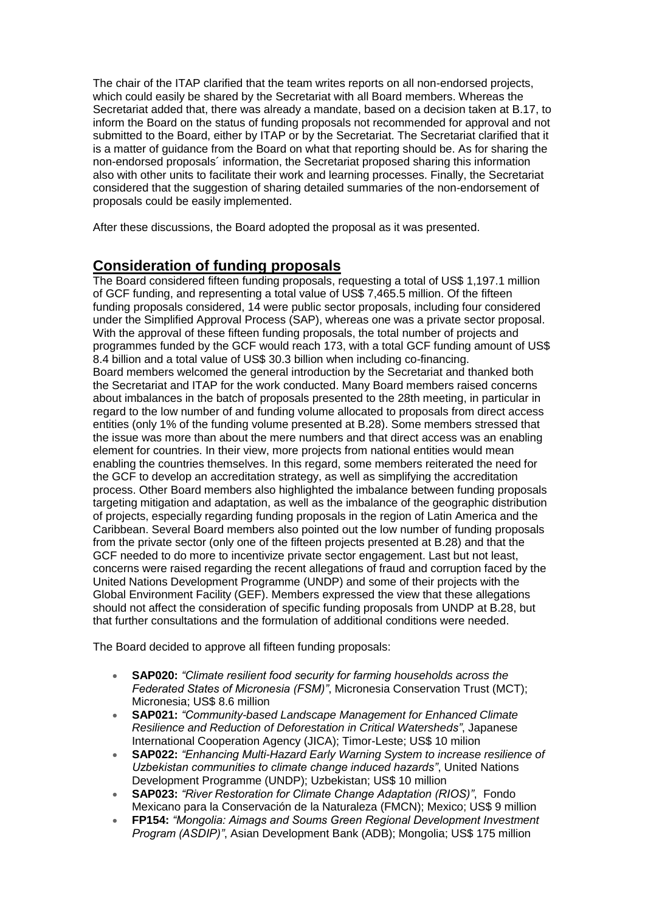The chair of the ITAP clarified that the team writes reports on all non-endorsed projects, which could easily be shared by the Secretariat with all Board members. Whereas the Secretariat added that, there was already a mandate, based on a decision taken at B.17, to inform the Board on the status of funding proposals not recommended for approval and not submitted to the Board, either by ITAP or by the Secretariat. The Secretariat clarified that it is a matter of guidance from the Board on what that reporting should be. As for sharing the non-endorsed proposals´ information, the Secretariat proposed sharing this information also with other units to facilitate their work and learning processes. Finally, the Secretariat considered that the suggestion of sharing detailed summaries of the non-endorsement of proposals could be easily implemented.

After these discussions, the Board adopted the proposal as it was presented.

## Consideration of funding proposals

The Board considered fifteen funding proposals, requesting a total of US$ 1,197.1 million of GCF funding, and representing a total value of US$ 7,465.5 million. Of the fifteen funding proposals considered, 14 were public sector proposals, including four considered under the Simplified Approval Process (SAP), whereas one was a private sector proposal. With the approval of these fifteen funding proposals, the total number of projects and programmes funded by the GCF would reach 173, with a total GCF funding amount of US$ 8.4 billion and a total value of US$ 30.3 billion when including co-financing.
Board members welcomed the general introduction by the Secretariat and thanked both the Secretariat and ITAP for the work conducted. Many Board members raised concerns about imbalances in the batch of proposals presented to the 28th meeting, in particular in regard to the low number of and funding volume allocated to proposals from direct access entities (only 1% of the funding volume presented at B.28). Some members stressed that the issue was more than about the mere numbers and that direct access was an enabling element for countries. In their view, more projects from national entities would mean enabling the countries themselves. In this regard, some members reiterated the need for the GCF to develop an accreditation strategy, as well as simplifying the accreditation process. Other Board members also highlighted the imbalance between funding proposals targeting mitigation and adaptation, as well as the imbalance of the geographic distribution of projects, especially regarding funding proposals in the region of Latin America and the Caribbean. Several Board members also pointed out the low number of funding proposals from the private sector (only one of the fifteen projects presented at B.28) and that the GCF needed to do more to incentivize private sector engagement. Last but not least, concerns were raised regarding the recent allegations of fraud and corruption faced by the United Nations Development Programme (UNDP) and some of their projects with the Global Environment Facility (GEF). Members expressed the view that these allegations should not affect the consideration of specific funding proposals from UNDP at B.28, but that further consultations and the formulation of additional conditions were needed.

The Board decided to approve all fifteen funding proposals:

- **SAP020:** *"Climate resilient food security for farming households across the Federated States of Micronesia (FSM)"*, Micronesia Conservation Trust (MCT); Micronesia; US$ 8.6 million
- **SAP021:** *"Community-based Landscape Management for Enhanced Climate Resilience and Reduction of Deforestation in Critical Watersheds"*, Japanese International Cooperation Agency (JICA); Timor-Leste; US$ 10 milion
- **SAP022:** *"Enhancing Multi-Hazard Early Warning System to increase resilience of Uzbekistan communities to climate change induced hazards"*, United Nations Development Programme (UNDP); Uzbekistan; US$ 10 million
- **SAP023:** *"River Restoration for Climate Change Adaptation (RIOS)"*, Fondo Mexicano para la Conservación de la Naturaleza (FMCN); Mexico; US$ 9 million
- **FP154:** *"Mongolia: Aimags and Soums Green Regional Development Investment Program (ASDIP)"*, Asian Development Bank (ADB); Mongolia; US$ 175 million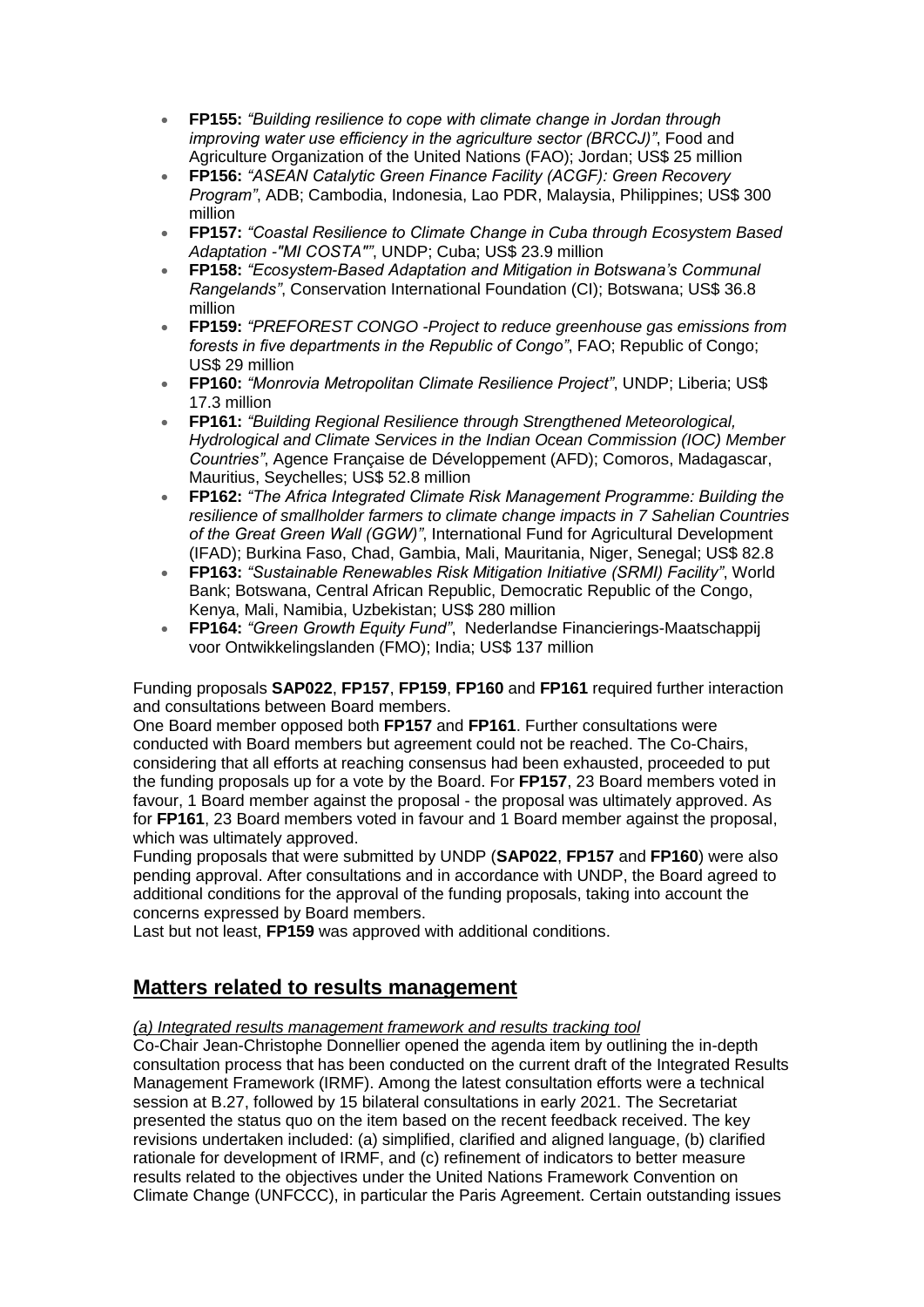- **FP155:** *"Building resilience to cope with climate change in Jordan through improving water use efficiency in the agriculture sector (BRCCJ)"*, Food and Agriculture Organization of the United Nations (FAO); Jordan; US$ 25 million
- **FP156:** *"ASEAN Catalytic Green Finance Facility (ACGF): Green Recovery Program"*, ADB; Cambodia, Indonesia, Lao PDR, Malaysia, Philippines; US$ 300 million
- **FP157:** *"Coastal Resilience to Climate Change in Cuba through Ecosystem Based Adaptation -"MI COSTA""*, UNDP; Cuba; US$ 23.9 million
- **FP158:** *"Ecosystem-Based Adaptation and Mitigation in Botswana's Communal Rangelands"*, Conservation International Foundation (CI); Botswana; US$ 36.8 million
- **FP159:** *"PREFOREST CONGO -Project to reduce greenhouse gas emissions from forests in five departments in the Republic of Congo"*, FAO; Republic of Congo; US$ 29 million
- **FP160:** *"Monrovia Metropolitan Climate Resilience Project"*, UNDP; Liberia; US$ 17.3 million
- **FP161:** *"Building Regional Resilience through Strengthened Meteorological, Hydrological and Climate Services in the Indian Ocean Commission (IOC) Member Countries"*, Agence Française de Développement (AFD); Comoros, Madagascar, Mauritius, Seychelles; US$ 52.8 million
- **FP162:** *"The Africa Integrated Climate Risk Management Programme: Building the resilience of smallholder farmers to climate change impacts in 7 Sahelian Countries of the Great Green Wall (GGW)"*, International Fund for Agricultural Development (IFAD); Burkina Faso, Chad, Gambia, Mali, Mauritania, Niger, Senegal; US$ 82.8
- **FP163:** *"Sustainable Renewables Risk Mitigation Initiative (SRMI) Facility"*, World Bank; Botswana, Central African Republic, Democratic Republic of the Congo, Kenya, Mali, Namibia, Uzbekistan; US$ 280 million
- **FP164:** *"Green Growth Equity Fund"*, Nederlandse Financierings-Maatschappij voor Ontwikkelingslanden (FMO); India; US$ 137 million

Funding proposals **SAP022**, **FP157**, **FP159**, **FP160** and **FP161** required further interaction and consultations between Board members.

One Board member opposed both **FP157** and **FP161**. Further consultations were conducted with Board members but agreement could not be reached. The Co-Chairs, considering that all efforts at reaching consensus had been exhausted, proceeded to put the funding proposals up for a vote by the Board. For **FP157**, 23 Board members voted in favour, 1 Board member against the proposal - the proposal was ultimately approved. As for **FP161**, 23 Board members voted in favour and 1 Board member against the proposal, which was ultimately approved.

Funding proposals that were submitted by UNDP (**SAP022**, **FP157** and **FP160**) were also pending approval. After consultations and in accordance with UNDP, the Board agreed to additional conditions for the approval of the funding proposals, taking into account the concerns expressed by Board members.

Last but not least, **FP159** was approved with additional conditions.

## Matters related to results management

*(a) Integrated results management framework and results tracking tool*

Co-Chair Jean-Christophe Donnellier opened the agenda item by outlining the in-depth consultation process that has been conducted on the current draft of the Integrated Results Management Framework (IRMF). Among the latest consultation efforts were a technical session at B.27, followed by 15 bilateral consultations in early 2021. The Secretariat presented the status quo on the item based on the recent feedback received. The key revisions undertaken included: (a) simplified, clarified and aligned language, (b) clarified rationale for development of IRMF, and (c) refinement of indicators to better measure results related to the objectives under the United Nations Framework Convention on Climate Change (UNFCCC), in particular the Paris Agreement. Certain outstanding issues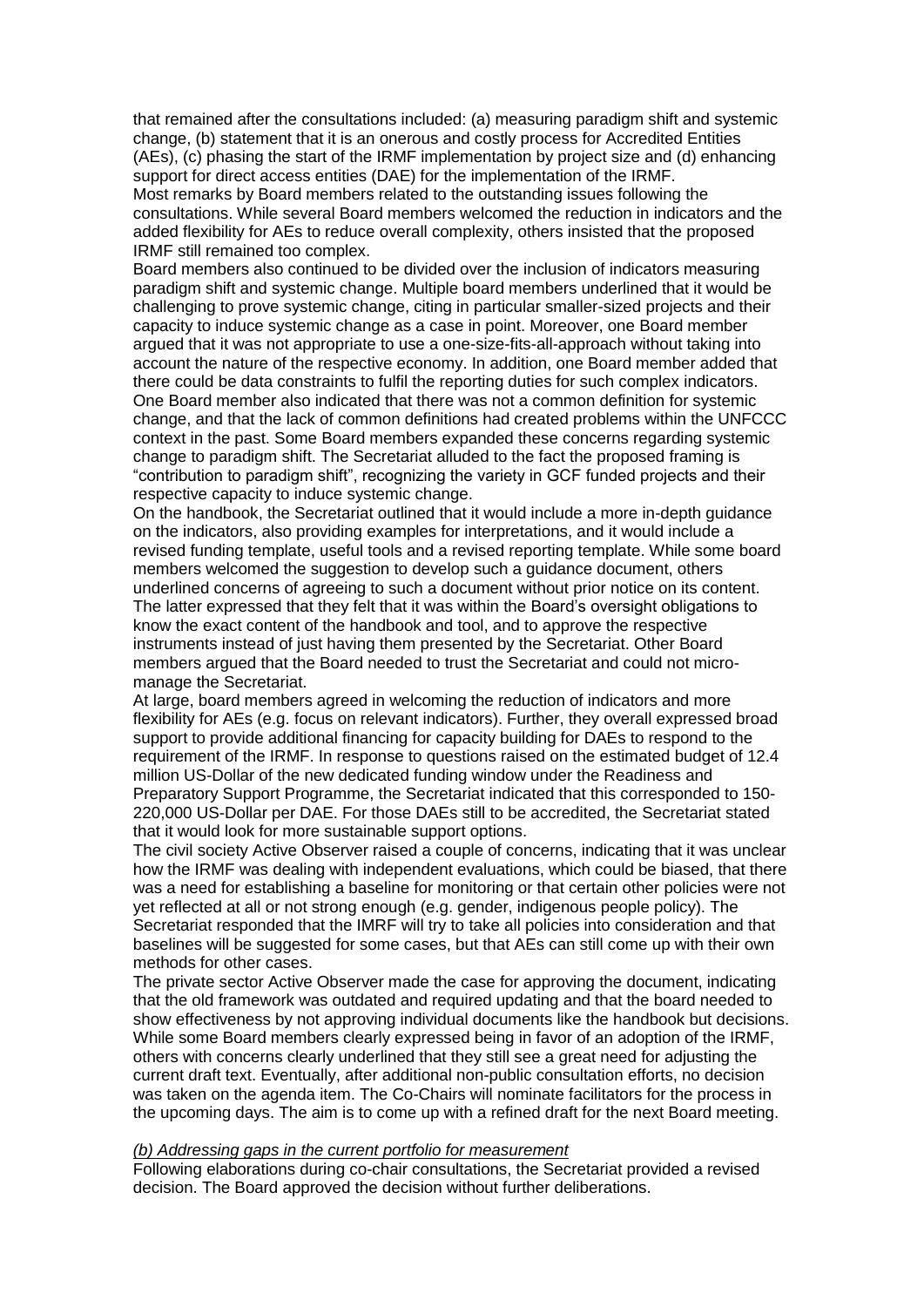that remained after the consultations included: (a) measuring paradigm shift and systemic change, (b) statement that it is an onerous and costly process for Accredited Entities (AEs), (c) phasing the start of the IRMF implementation by project size and (d) enhancing support for direct access entities (DAE) for the implementation of the IRMF.

Most remarks by Board members related to the outstanding issues following the consultations. While several Board members welcomed the reduction in indicators and the added flexibility for AEs to reduce overall complexity, others insisted that the proposed IRMF still remained too complex.

Board members also continued to be divided over the inclusion of indicators measuring paradigm shift and systemic change. Multiple board members underlined that it would be challenging to prove systemic change, citing in particular smaller-sized projects and their capacity to induce systemic change as a case in point. Moreover, one Board member argued that it was not appropriate to use a one-size-fits-all-approach without taking into account the nature of the respective economy. In addition, one Board member added that there could be data constraints to fulfil the reporting duties for such complex indicators. One Board member also indicated that there was not a common definition for systemic change, and that the lack of common definitions had created problems within the UNFCCC context in the past. Some Board members expanded these concerns regarding systemic change to paradigm shift. The Secretariat alluded to the fact the proposed framing is "contribution to paradigm shift", recognizing the variety in GCF funded projects and their respective capacity to induce systemic change.

On the handbook, the Secretariat outlined that it would include a more in-depth guidance on the indicators, also providing examples for interpretations, and it would include a revised funding template, useful tools and a revised reporting template. While some board members welcomed the suggestion to develop such a guidance document, others underlined concerns of agreeing to such a document without prior notice on its content. The latter expressed that they felt that it was within the Board's oversight obligations to know the exact content of the handbook and tool, and to approve the respective instruments instead of just having them presented by the Secretariat. Other Board members argued that the Board needed to trust the Secretariat and could not micro-manage the Secretariat.

At large, board members agreed in welcoming the reduction of indicators and more flexibility for AEs (e.g. focus on relevant indicators). Further, they overall expressed broad support to provide additional financing for capacity building for DAEs to respond to the requirement of the IRMF. In response to questions raised on the estimated budget of 12.4 million US-Dollar of the new dedicated funding window under the Readiness and Preparatory Support Programme, the Secretariat indicated that this corresponded to 150-220,000 US-Dollar per DAE. For those DAEs still to be accredited, the Secretariat stated that it would look for more sustainable support options.

The civil society Active Observer raised a couple of concerns, indicating that it was unclear how the IRMF was dealing with independent evaluations, which could be biased, that there was a need for establishing a baseline for monitoring or that certain other policies were not yet reflected at all or not strong enough (e.g. gender, indigenous people policy). The Secretariat responded that the IMRF will try to take all policies into consideration and that baselines will be suggested for some cases, but that AEs can still come up with their own methods for other cases.

The private sector Active Observer made the case for approving the document, indicating that the old framework was outdated and required updating and that the board needed to show effectiveness by not approving individual documents like the handbook but decisions. While some Board members clearly expressed being in favor of an adoption of the IRMF, others with concerns clearly underlined that they still see a great need for adjusting the current draft text. Eventually, after additional non-public consultation efforts, no decision was taken on the agenda item. The Co-Chairs will nominate facilitators for the process in the upcoming days. The aim is to come up with a refined draft for the next Board meeting.

*(b) Addressing gaps in the current portfolio for measurement*

Following elaborations during co-chair consultations, the Secretariat provided a revised decision. The Board approved the decision without further deliberations.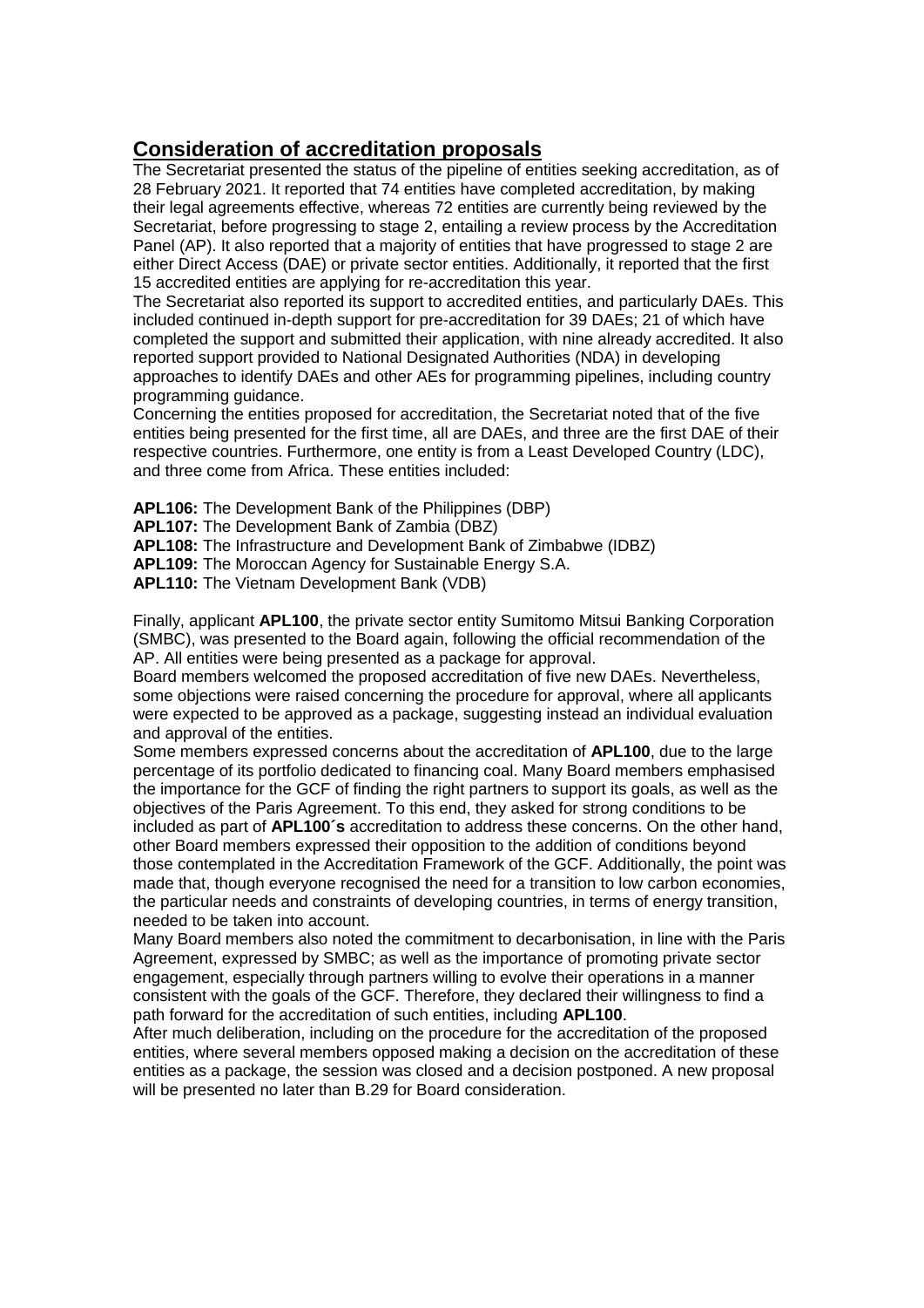## Consideration of accreditation proposals

The Secretariat presented the status of the pipeline of entities seeking accreditation, as of 28 February 2021. It reported that 74 entities have completed accreditation, by making their legal agreements effective, whereas 72 entities are currently being reviewed by the Secretariat, before progressing to stage 2, entailing a review process by the Accreditation Panel (AP). It also reported that a majority of entities that have progressed to stage 2 are either Direct Access (DAE) or private sector entities. Additionally, it reported that the first 15 accredited entities are applying for re-accreditation this year.

The Secretariat also reported its support to accredited entities, and particularly DAEs. This included continued in-depth support for pre-accreditation for 39 DAEs; 21 of which have completed the support and submitted their application, with nine already accredited. It also reported support provided to National Designated Authorities (NDA) in developing approaches to identify DAEs and other AEs for programming pipelines, including country programming guidance.

Concerning the entities proposed for accreditation, the Secretariat noted that of the five entities being presented for the first time, all are DAEs, and three are the first DAE of their respective countries. Furthermore, one entity is from a Least Developed Country (LDC), and three come from Africa. These entities included:

**APL106:** The Development Bank of the Philippines (DBP)
**APL107:** The Development Bank of Zambia (DBZ)
**APL108:** The Infrastructure and Development Bank of Zimbabwe (IDBZ)
**APL109:** The Moroccan Agency for Sustainable Energy S.A.
**APL110:** The Vietnam Development Bank (VDB)

Finally, applicant **APL100**, the private sector entity Sumitomo Mitsui Banking Corporation (SMBC), was presented to the Board again, following the official recommendation of the AP. All entities were being presented as a package for approval.

Board members welcomed the proposed accreditation of five new DAEs. Nevertheless, some objections were raised concerning the procedure for approval, where all applicants were expected to be approved as a package, suggesting instead an individual evaluation and approval of the entities.

Some members expressed concerns about the accreditation of **APL100**, due to the large percentage of its portfolio dedicated to financing coal. Many Board members emphasised the importance for the GCF of finding the right partners to support its goals, as well as the objectives of the Paris Agreement. To this end, they asked for strong conditions to be included as part of **APL100´s** accreditation to address these concerns. On the other hand, other Board members expressed their opposition to the addition of conditions beyond those contemplated in the Accreditation Framework of the GCF. Additionally, the point was made that, though everyone recognised the need for a transition to low carbon economies, the particular needs and constraints of developing countries, in terms of energy transition, needed to be taken into account.

Many Board members also noted the commitment to decarbonisation, in line with the Paris Agreement, expressed by SMBC; as well as the importance of promoting private sector engagement, especially through partners willing to evolve their operations in a manner consistent with the goals of the GCF. Therefore, they declared their willingness to find a path forward for the accreditation of such entities, including **APL100**.

After much deliberation, including on the procedure for the accreditation of the proposed entities, where several members opposed making a decision on the accreditation of these entities as a package, the session was closed and a decision postponed. A new proposal will be presented no later than B.29 for Board consideration.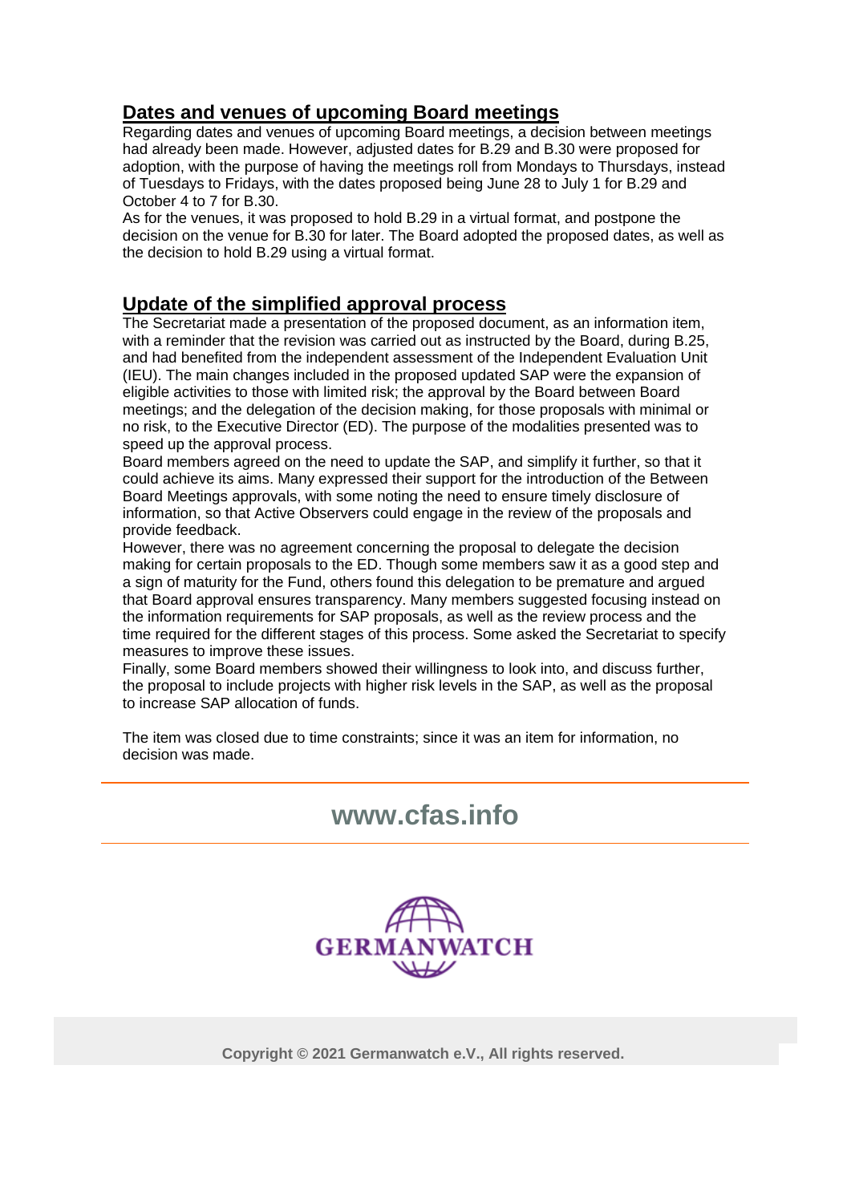## Dates and venues of upcoming Board meetings

Regarding dates and venues of upcoming Board meetings, a decision between meetings had already been made. However, adjusted dates for B.29 and B.30 were proposed for adoption, with the purpose of having the meetings roll from Mondays to Thursdays, instead of Tuesdays to Fridays, with the dates proposed being June 28 to July 1 for B.29 and October 4 to 7 for B.30.

As for the venues, it was proposed to hold B.29 in a virtual format, and postpone the decision on the venue for B.30 for later. The Board adopted the proposed dates, as well as the decision to hold B.29 using a virtual format.

## Update of the simplified approval process

The Secretariat made a presentation of the proposed document, as an information item, with a reminder that the revision was carried out as instructed by the Board, during B.25, and had benefited from the independent assessment of the Independent Evaluation Unit (IEU). The main changes included in the proposed updated SAP were the expansion of eligible activities to those with limited risk; the approval by the Board between Board meetings; and the delegation of the decision making, for those proposals with minimal or no risk, to the Executive Director (ED). The purpose of the modalities presented was to speed up the approval process.

Board members agreed on the need to update the SAP, and simplify it further, so that it could achieve its aims. Many expressed their support for the introduction of the Between Board Meetings approvals, with some noting the need to ensure timely disclosure of information, so that Active Observers could engage in the review of the proposals and provide feedback.

However, there was no agreement concerning the proposal to delegate the decision making for certain proposals to the ED. Though some members saw it as a good step and a sign of maturity for the Fund, others found this delegation to be premature and argued that Board approval ensures transparency. Many members suggested focusing instead on the information requirements for SAP proposals, as well as the review process and the time required for the different stages of this process. Some asked the Secretariat to specify measures to improve these issues.

Finally, some Board members showed their willingness to look into, and discuss further, the proposal to include projects with higher risk levels in the SAP, as well as the proposal to increase SAP allocation of funds.

The item was closed due to time constraints; since it was an item for information, no decision was made.

---

**www.cfas.info**

GERMANWATCH

Copyright © 2021 Germanwatch e.V., All rights reserved.